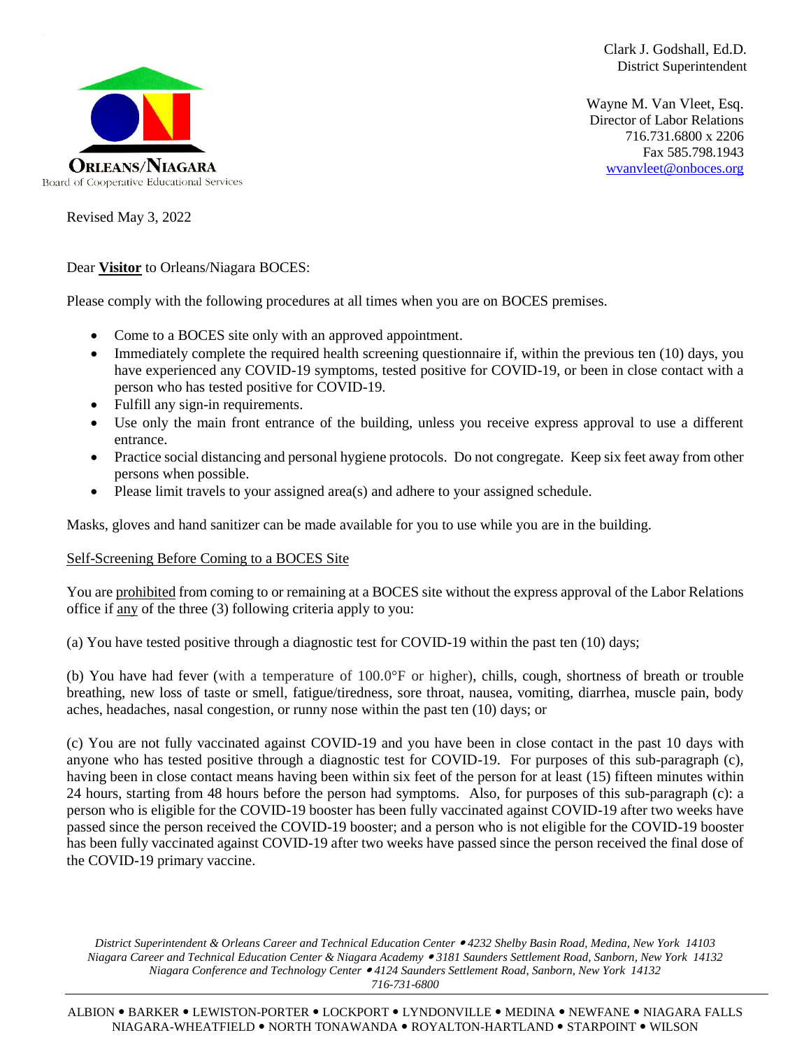**ORLEANS/NIAGARA**
Board of Cooperative Educational Services

Clark J. Godshall, Ed.D.
District Superintendent

Wayne M. Van Vleet, Esq.
Director of Labor Relations
716.731.6800 x 2206
Fax 585.798.1943
wvanvleet@onboces.org

Revised May 3, 2022

Dear **Visitor** to Orleans/Niagara BOCES:

Please comply with the following procedures at all times when you are on BOCES premises.

- Come to a BOCES site only with an approved appointment.
- Immediately complete the required health screening questionnaire if, within the previous ten (10) days, you have experienced any COVID-19 symptoms, tested positive for COVID-19, or been in close contact with a person who has tested positive for COVID-19.
- Fulfill any sign-in requirements.
- Use only the main front entrance of the building, unless you receive express approval to use a different entrance.
- Practice social distancing and personal hygiene protocols. Do not congregate. Keep six feet away from other persons when possible.
- Please limit travels to your assigned area(s) and adhere to your assigned schedule.

Masks, gloves and hand sanitizer can be made available for you to use while you are in the building.

Self-Screening Before Coming to a BOCES Site

You are prohibited from coming to or remaining at a BOCES site without the express approval of the Labor Relations office if any of the three (3) following criteria apply to you:

(a) You have tested positive through a diagnostic test for COVID-19 within the past ten (10) days;

(b) You have had fever (with a temperature of 100.0°F or higher), chills, cough, shortness of breath or trouble breathing, new loss of taste or smell, fatigue/tiredness, sore throat, nausea, vomiting, diarrhea, muscle pain, body aches, headaches, nasal congestion, or runny nose within the past ten (10) days; or

(c) You are not fully vaccinated against COVID-19 and you have been in close contact in the past 10 days with anyone who has tested positive through a diagnostic test for COVID-19. For purposes of this sub-paragraph (c), having been in close contact means having been within six feet of the person for at least (15) fifteen minutes within 24 hours, starting from 48 hours before the person had symptoms. Also, for purposes of this sub-paragraph (c): a person who is eligible for the COVID-19 booster has been fully vaccinated against COVID-19 after two weeks have passed since the person received the COVID-19 booster; and a person who is not eligible for the COVID-19 booster has been fully vaccinated against COVID-19 after two weeks have passed since the person received the final dose of the COVID-19 primary vaccine.

*District Superintendent & Orleans Career and Technical Education Center • 4232 Shelby Basin Road, Medina, New York 14103*
*Niagara Career and Technical Education Center & Niagara Academy • 3181 Saunders Settlement Road, Sanborn, New York 14132*
*Niagara Conference and Technology Center • 4124 Saunders Settlement Road, Sanborn, New York 14132*
*716-731-6800*

ALBION • BARKER • LEWISTON-PORTER • LOCKPORT • LYNDONVILLE • MEDINA • NEWFANE • NIAGARA FALLS
NIAGARA-WHEATFIELD • NORTH TONAWANDA • ROYALTON-HARTLAND • STARPOINT • WILSON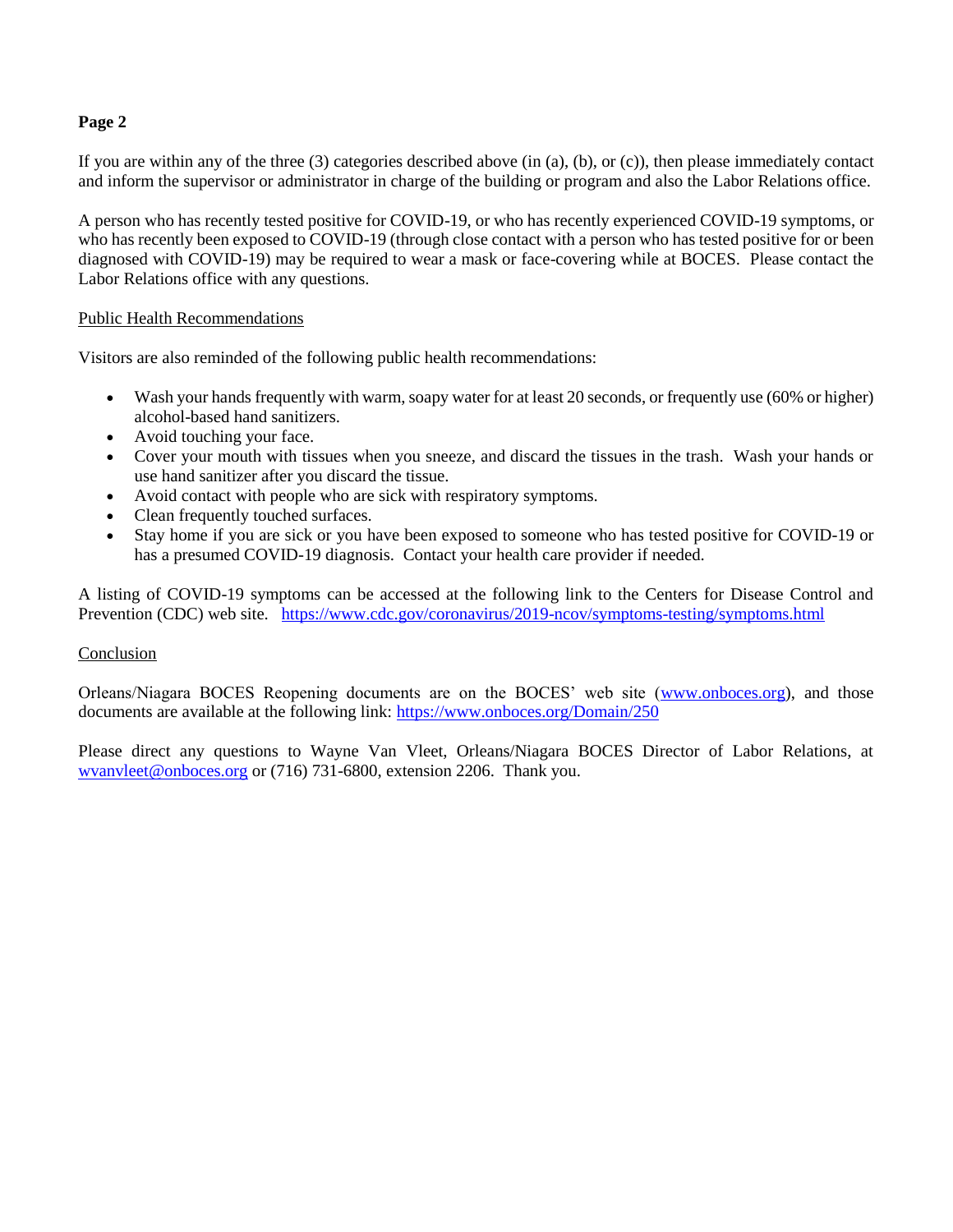**Page 2**

If you are within any of the three (3) categories described above (in (a), (b), or (c)), then please immediately contact and inform the supervisor or administrator in charge of the building or program and also the Labor Relations office.

A person who has recently tested positive for COVID-19, or who has recently experienced COVID-19 symptoms, or who has recently been exposed to COVID-19 (through close contact with a person who has tested positive for or been diagnosed with COVID-19) may be required to wear a mask or face-covering while at BOCES. Please contact the Labor Relations office with any questions.

<u>Public Health Recommendations</u>

Visitors are also reminded of the following public health recommendations:

- Wash your hands frequently with warm, soapy water for at least 20 seconds, or frequently use (60% or higher) alcohol-based hand sanitizers.
- Avoid touching your face.
- Cover your mouth with tissues when you sneeze, and discard the tissues in the trash. Wash your hands or use hand sanitizer after you discard the tissue.
- Avoid contact with people who are sick with respiratory symptoms.
- Clean frequently touched surfaces.
- Stay home if you are sick or you have been exposed to someone who has tested positive for COVID-19 or has a presumed COVID-19 diagnosis. Contact your health care provider if needed.

A listing of COVID-19 symptoms can be accessed at the following link to the Centers for Disease Control and Prevention (CDC) web site. https://www.cdc.gov/coronavirus/2019-ncov/symptoms-testing/symptoms.html

<u>Conclusion</u>

Orleans/Niagara BOCES Reopening documents are on the BOCES' web site (www.onboces.org), and those documents are available at the following link: https://www.onboces.org/Domain/250

Please direct any questions to Wayne Van Vleet, Orleans/Niagara BOCES Director of Labor Relations, at wvanvleet@onboces.org or (716) 731-6800, extension 2206. Thank you.